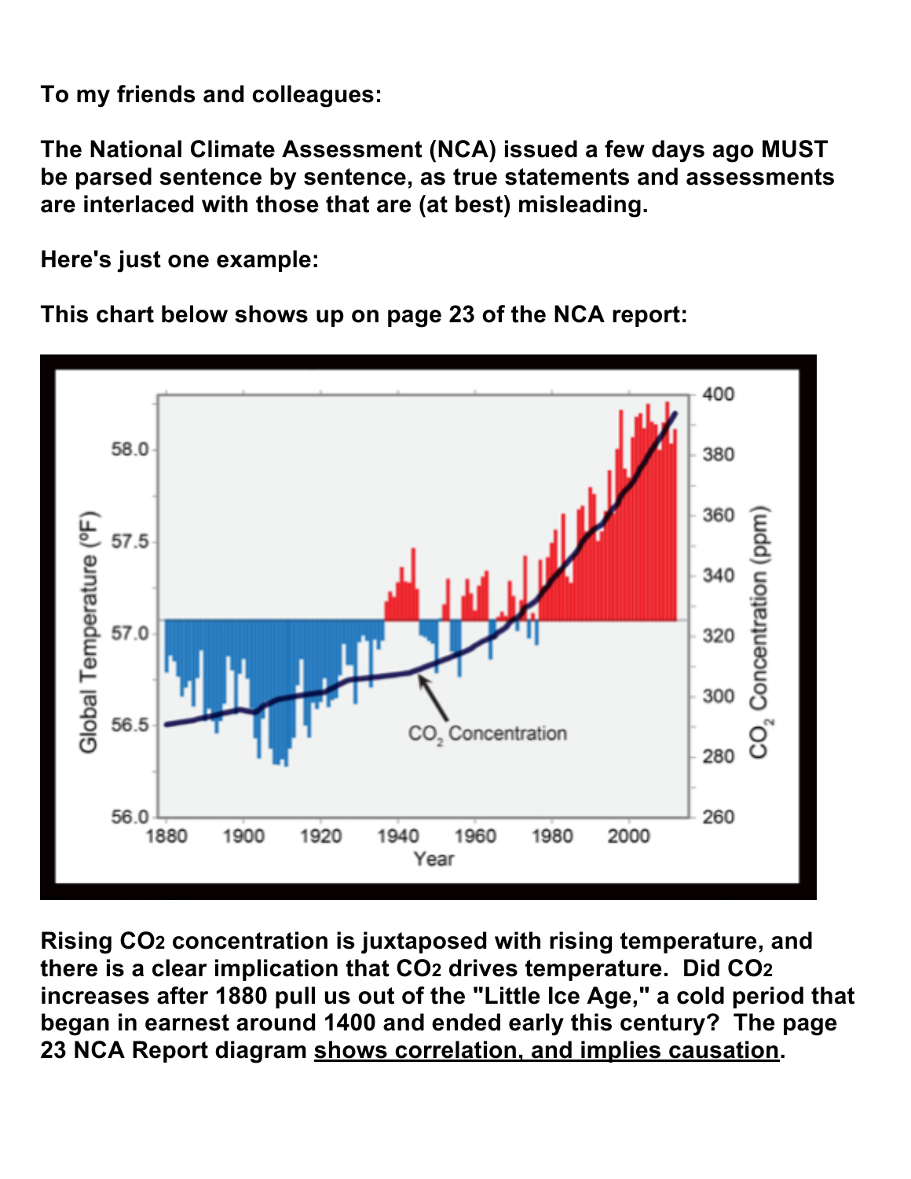**To my friends and colleagues:**

**The National Climate Assessment (NCA) issued a few days ago MUST be parsed sentence by sentence, as true statements and assessments are interlaced with those that are (at best) misleading.**

**Here's just one example:**

**This chart below shows up on page 23 of the NCA report:**

**Rising $CO_2$ concentration is juxtaposed with rising temperature, and there is a clear implication that $CO_2$ drives temperature. Did $CO_2$ increases after 1880 pull us out of the "Little Ice Age," a cold period that began in earnest around 1400 and ended early this century? The page 23 NCA Report diagram <u>shows correlation, and implies causation</u>.**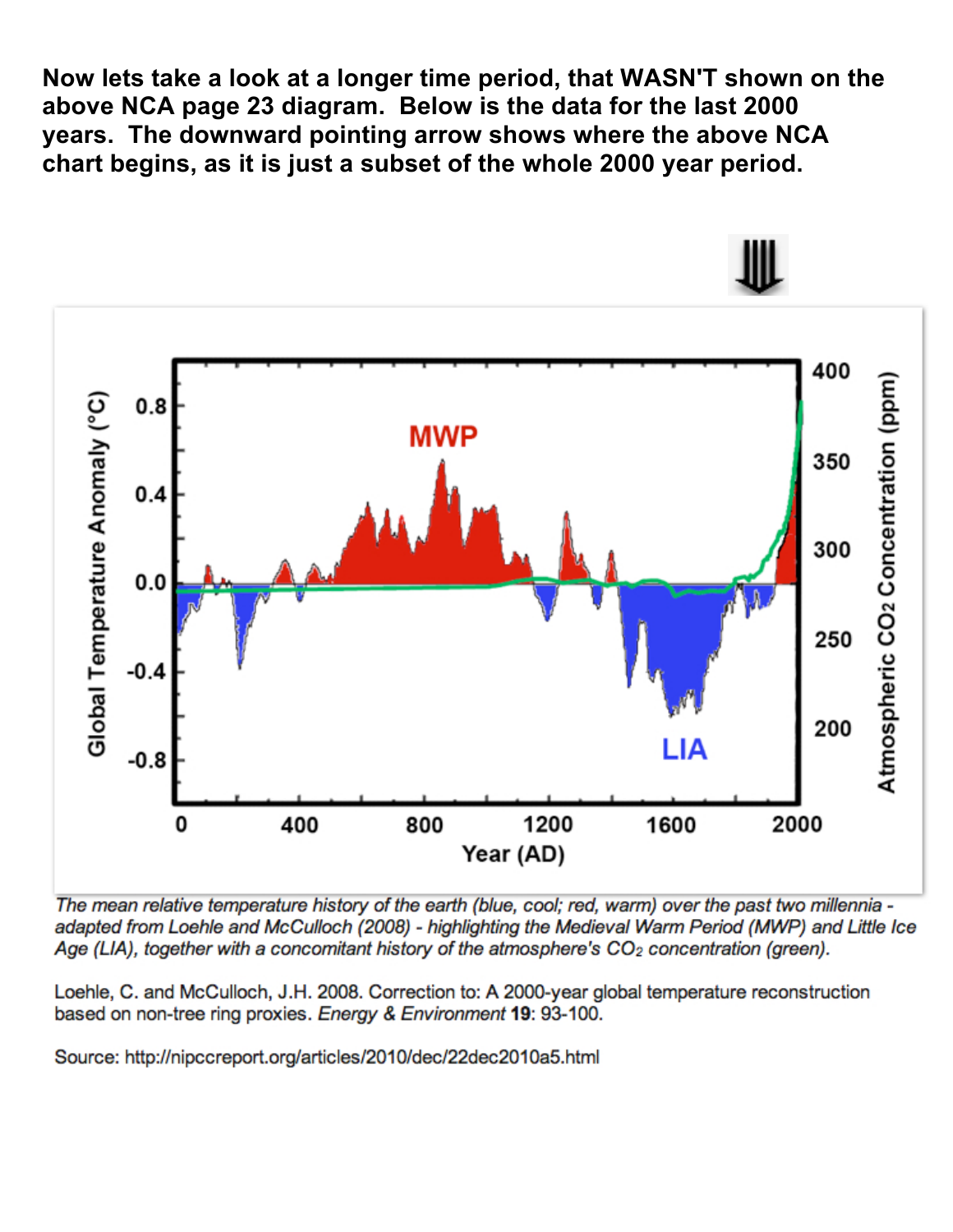**Now lets take a look at a longer time period, that WASN'T shown on the above NCA page 23 diagram. Below is the data for the last 2000 years. The downward pointing arrow shows where the above NCA chart begins, as it is just a subset of the whole 2000 year period.**

*The mean relative temperature history of the earth (blue, cool; red, warm) over the past two millennia - adapted from Loehle and McCulloch (2008) - highlighting the Medieval Warm Period (MWP) and Little Ice Age (LIA), together with a concomitant history of the atmosphere's $CO_2$ concentration (green).*

Loehle, C. and McCulloch, J.H. 2008. Correction to: A 2000-year global temperature reconstruction based on non-tree ring proxies. *Energy & Environment* **19**: 93-100.

Source: http://nipccreport.org/articles/2010/dec/22dec2010a5.html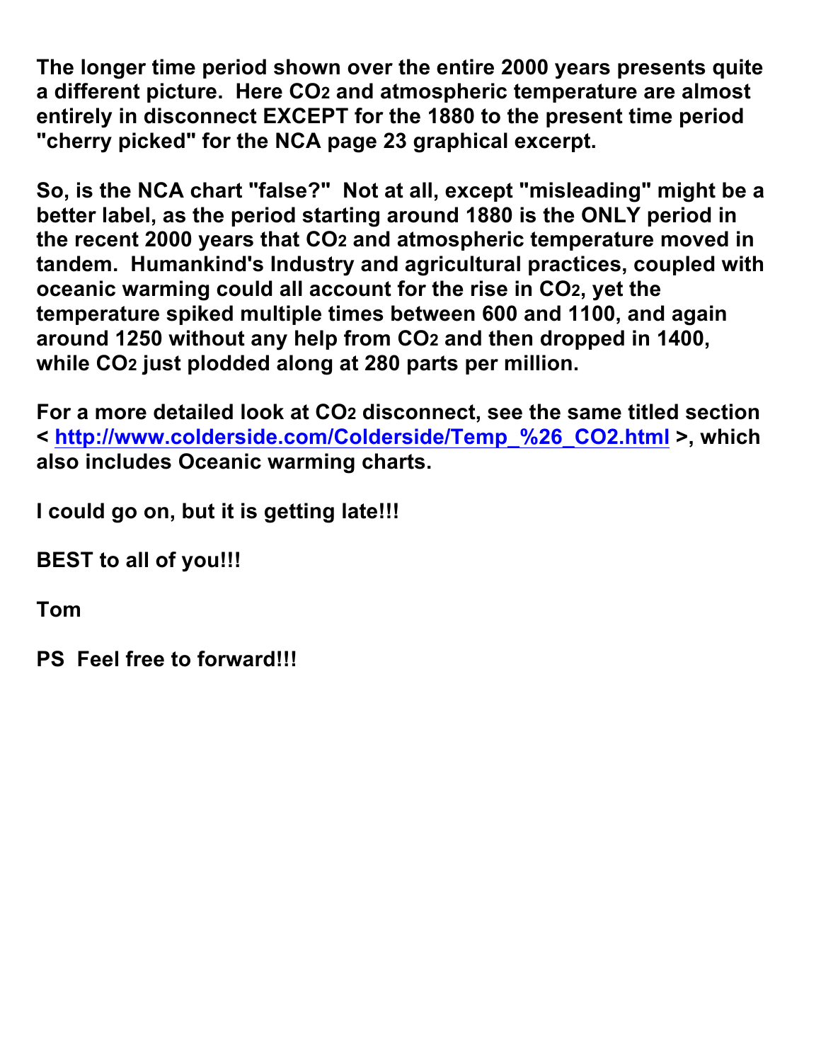**The longer time period shown over the entire 2000 years presents quite a different picture. Here $CO_2$ and atmospheric temperature are almost entirely in disconnect EXCEPT for the 1880 to the present time period "cherry picked" for the NCA page 23 graphical excerpt.**

**So, is the NCA chart "false?" Not at all, except "misleading" might be a better label, as the period starting around 1880 is the ONLY period in the recent 2000 years that $CO_2$ and atmospheric temperature moved in tandem. Humankind's Industry and agricultural practices, coupled with oceanic warming could all account for the rise in $CO_2$, yet the temperature spiked multiple times between 600 and 1100, and again around 1250 without any help from $CO_2$ and then dropped in 1400, while $CO_2$ just plodded along at 280 parts per million.**

**For a more detailed look at $CO_2$ disconnect, see the same titled section < [http://www.colderside.com/Colderside/Temp_%26_CO2.html](http://www.colderside.com/Colderside/Temp_%26_CO2.html) >, which also includes Oceanic warming charts.**

**I could go on, but it is getting late!!!**

**BEST to all of you!!!**

**Tom**

**PS Feel free to forward!!!**